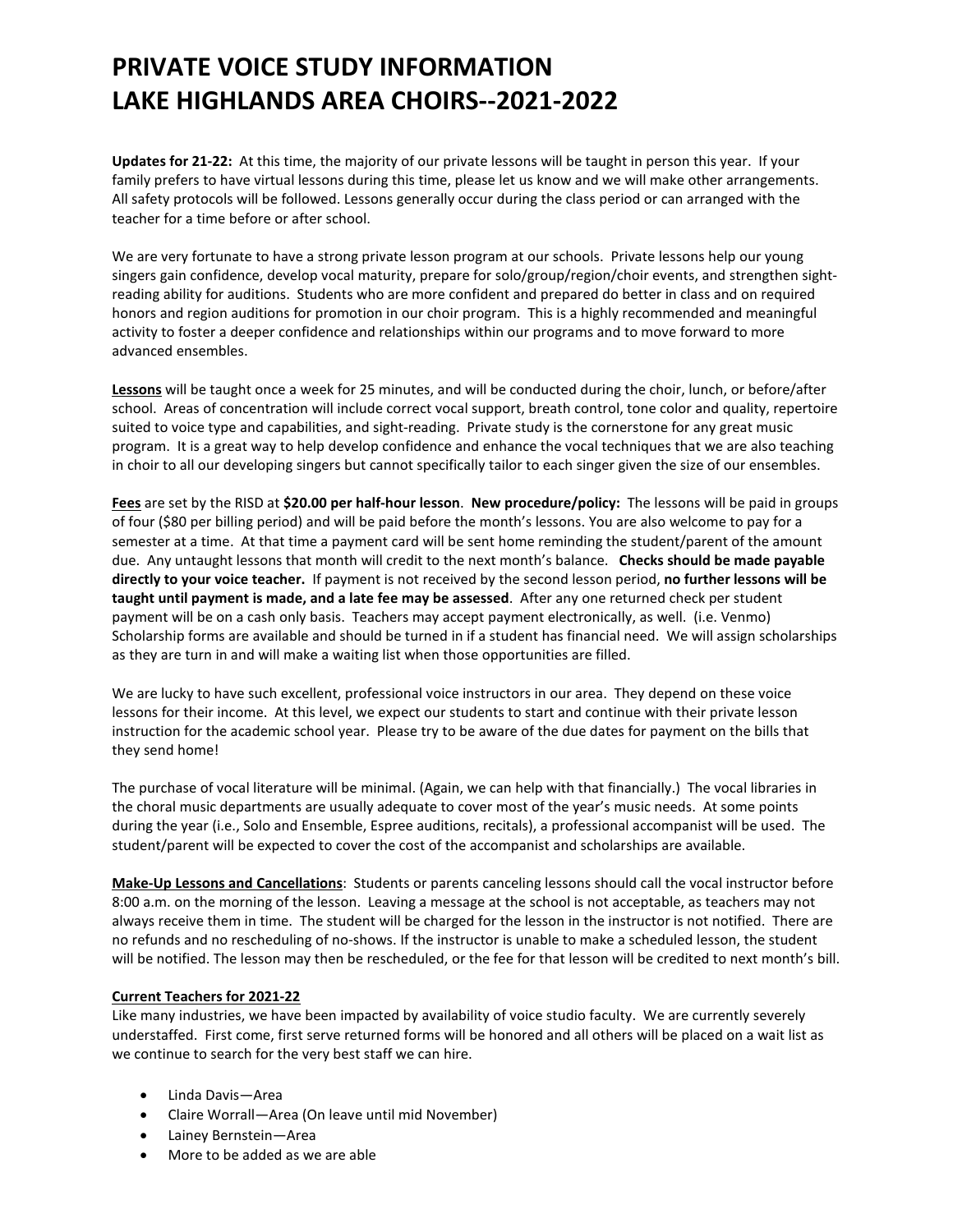# PRIVATE VOICE STUDY INFORMATION
# LAKE HIGHLANDS AREA CHOIRS--2021-2022

**Updates for 21-22:** At this time, the majority of our private lessons will be taught in person this year. If your family prefers to have virtual lessons during this time, please let us know and we will make other arrangements. All safety protocols will be followed. Lessons generally occur during the class period or can arranged with the teacher for a time before or after school.

We are very fortunate to have a strong private lesson program at our schools. Private lessons help our young singers gain confidence, develop vocal maturity, prepare for solo/group/region/choir events, and strengthen sight-reading ability for auditions. Students who are more confident and prepared do better in class and on required honors and region auditions for promotion in our choir program. This is a highly recommended and meaningful activity to foster a deeper confidence and relationships within our programs and to move forward to more advanced ensembles.

<u>**Lessons**</u> will be taught once a week for 25 minutes, and will be conducted during the choir, lunch, or before/after school. Areas of concentration will include correct vocal support, breath control, tone color and quality, repertoire suited to voice type and capabilities, and sight-reading. Private study is the cornerstone for any great music program. It is a great way to help develop confidence and enhance the vocal techniques that we are also teaching in choir to all our developing singers but cannot specifically tailor to each singer given the size of our ensembles.

<u>**Fees**</u> are set by the RISD at **$20.00 per half-hour lesson**. **New procedure/policy:** The lessons will be paid in groups of four ($80 per billing period) and will be paid before the month's lessons. You are also welcome to pay for a semester at a time. At that time a payment card will be sent home reminding the student/parent of the amount due. Any untaught lessons that month will credit to the next month's balance. **Checks should be made payable directly to your voice teacher.** If payment is not received by the second lesson period, **no further lessons will be taught until payment is made, and a late fee may be assessed**. After any one returned check per student payment will be on a cash only basis. Teachers may accept payment electronically, as well. (i.e. Venmo) Scholarship forms are available and should be turned in if a student has financial need. We will assign scholarships as they are turn in and will make a waiting list when those opportunities are filled.

We are lucky to have such excellent, professional voice instructors in our area. They depend on these voice lessons for their income. At this level, we expect our students to start and continue with their private lesson instruction for the academic school year. Please try to be aware of the due dates for payment on the bills that they send home!

The purchase of vocal literature will be minimal. (Again, we can help with that financially.) The vocal libraries in the choral music departments are usually adequate to cover most of the year's music needs. At some points during the year (i.e., Solo and Ensemble, Espree auditions, recitals), a professional accompanist will be used. The student/parent will be expected to cover the cost of the accompanist and scholarships are available.

<u>**Make-Up Lessons and Cancellations**</u>: Students or parents canceling lessons should call the vocal instructor before 8:00 a.m. on the morning of the lesson. Leaving a message at the school is not acceptable, as teachers may not always receive them in time. The student will be charged for the lesson in the instructor is not notified. There are no refunds and no rescheduling of no-shows. If the instructor is unable to make a scheduled lesson, the student will be notified. The lesson may then be rescheduled, or the fee for that lesson will be credited to next month's bill.

<u>**Current Teachers for 2021-22**</u>

Like many industries, we have been impacted by availability of voice studio faculty. We are currently severely understaffed. First come, first serve returned forms will be honored and all others will be placed on a wait list as we continue to search for the very best staff we can hire.

- Linda Davis—Area
- Claire Worrall—Area (On leave until mid November)
- Lainey Bernstein—Area
- More to be added as we are able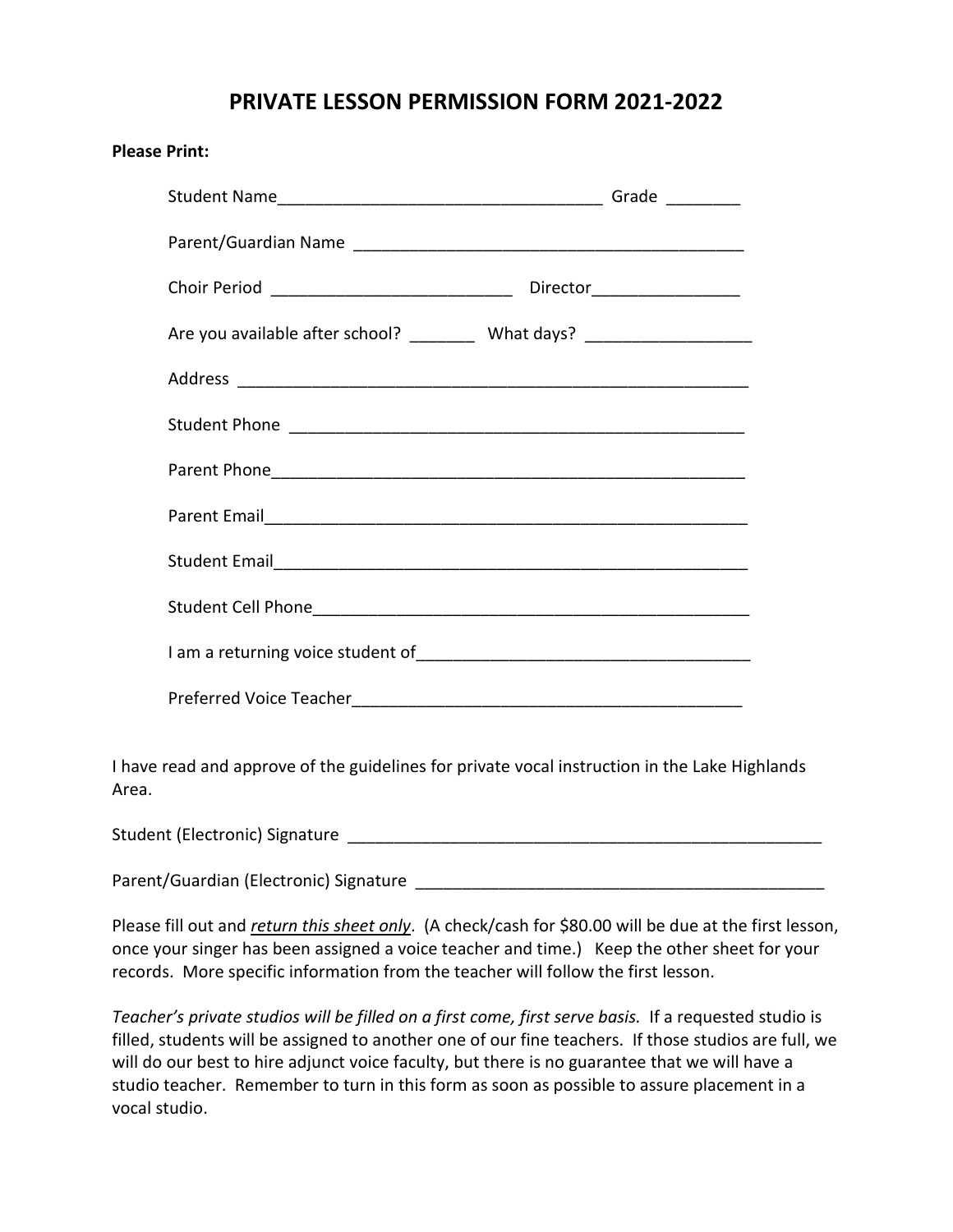# PRIVATE LESSON PERMISSION FORM 2021-2022

**Please Print:**

Student Name___________________________________ Grade ________

Parent/Guardian Name __________________________________________

Choir Period __________________________ Director________________

Are you available after school? _______ What days? _________________

Address ________________________________________________________

Student Phone ___________________________________________________

Parent Phone_____________________________________________________

Parent Email_____________________________________________________

Student Email____________________________________________________

Student Cell Phone________________________________________________

I am a returning voice student of___________________________________

Preferred Voice Teacher___________________________________________

I have read and approve of the guidelines for private vocal instruction in the Lake Highlands Area.

Student (Electronic) Signature ____________________________________________________

Parent/Guardian (Electronic) Signature _____________________________________________

Please fill out and *return this sheet only*. (A check/cash for $80.00 will be due at the first lesson, once your singer has been assigned a voice teacher and time.) Keep the other sheet for your records. More specific information from the teacher will follow the first lesson.

*Teacher's private studios will be filled on a first come, first serve basis.* If a requested studio is filled, students will be assigned to another one of our fine teachers. If those studios are full, we will do our best to hire adjunct voice faculty, but there is no guarantee that we will have a studio teacher. Remember to turn in this form as soon as possible to assure placement in a vocal studio.